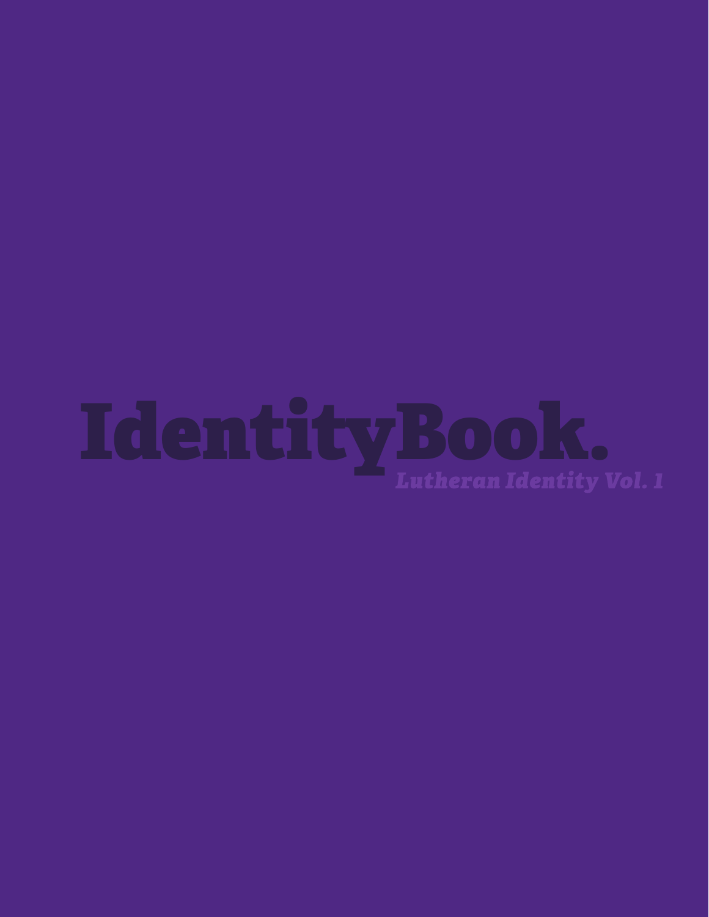# IdentityBook.

*Lutheran Identity Vol. 1*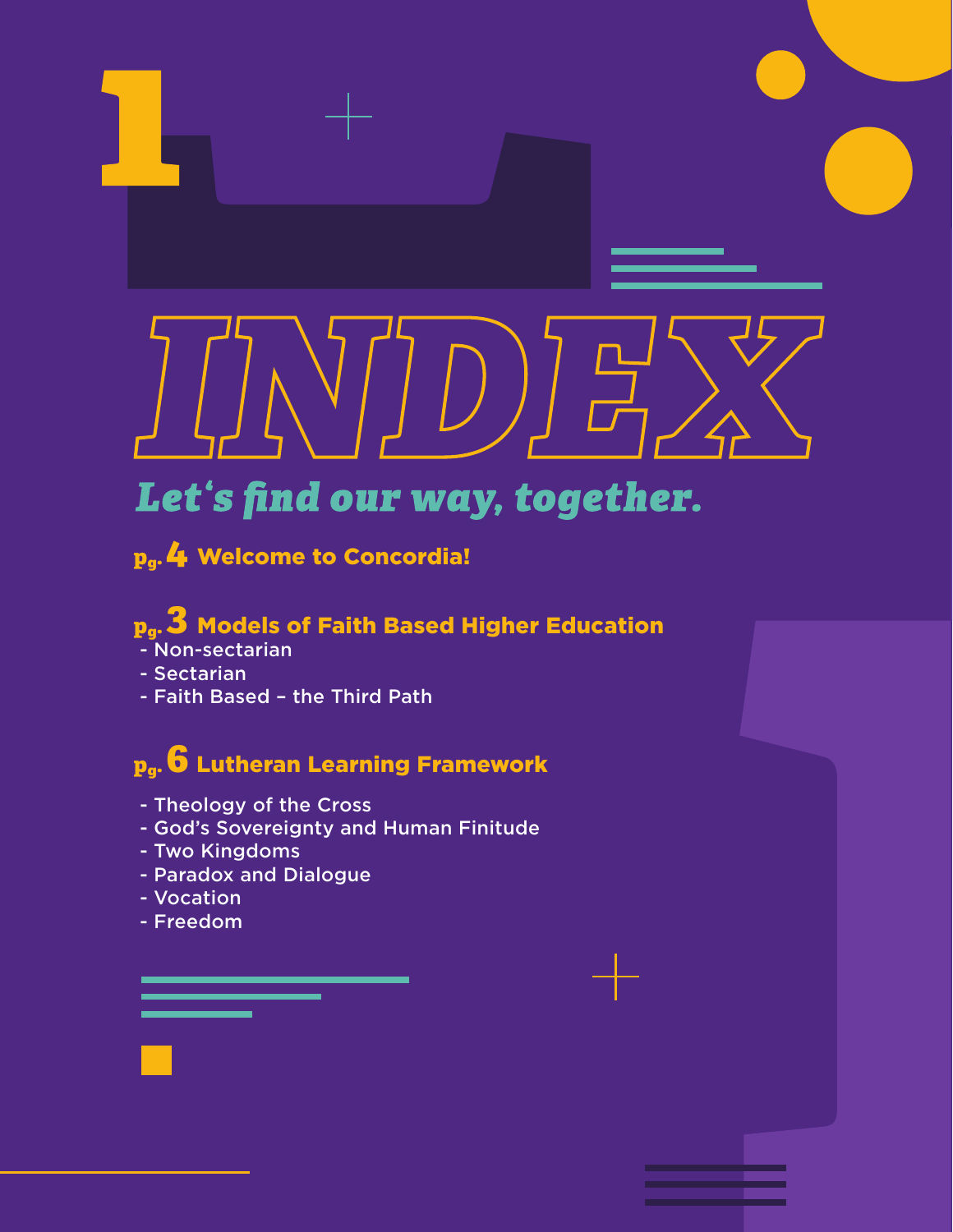# INDEX

*Let's find our way, together.*

**pg. 4 Welcome to Concordia!**

**pg. 3 Models of Faith Based Higher Education**

- Non-sectarian
- Sectarian
- Faith Based – the Third Path

**pg. 6 Lutheran Learning Framework**

- Theology of the Cross
- God's Sovereignty and Human Finitude
- Two Kingdoms
- Paradox and Dialogue
- Vocation
- Freedom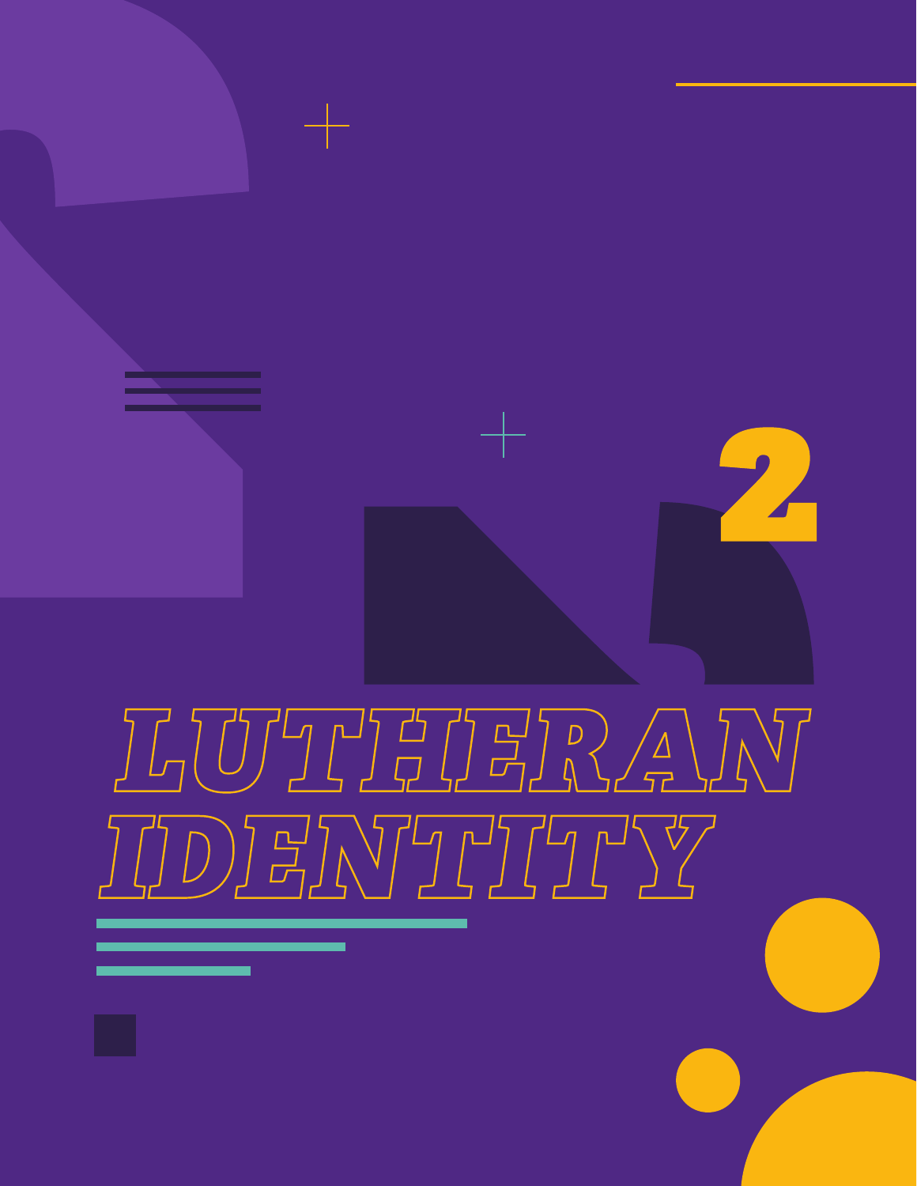2

# LUTHERAN IDENTITY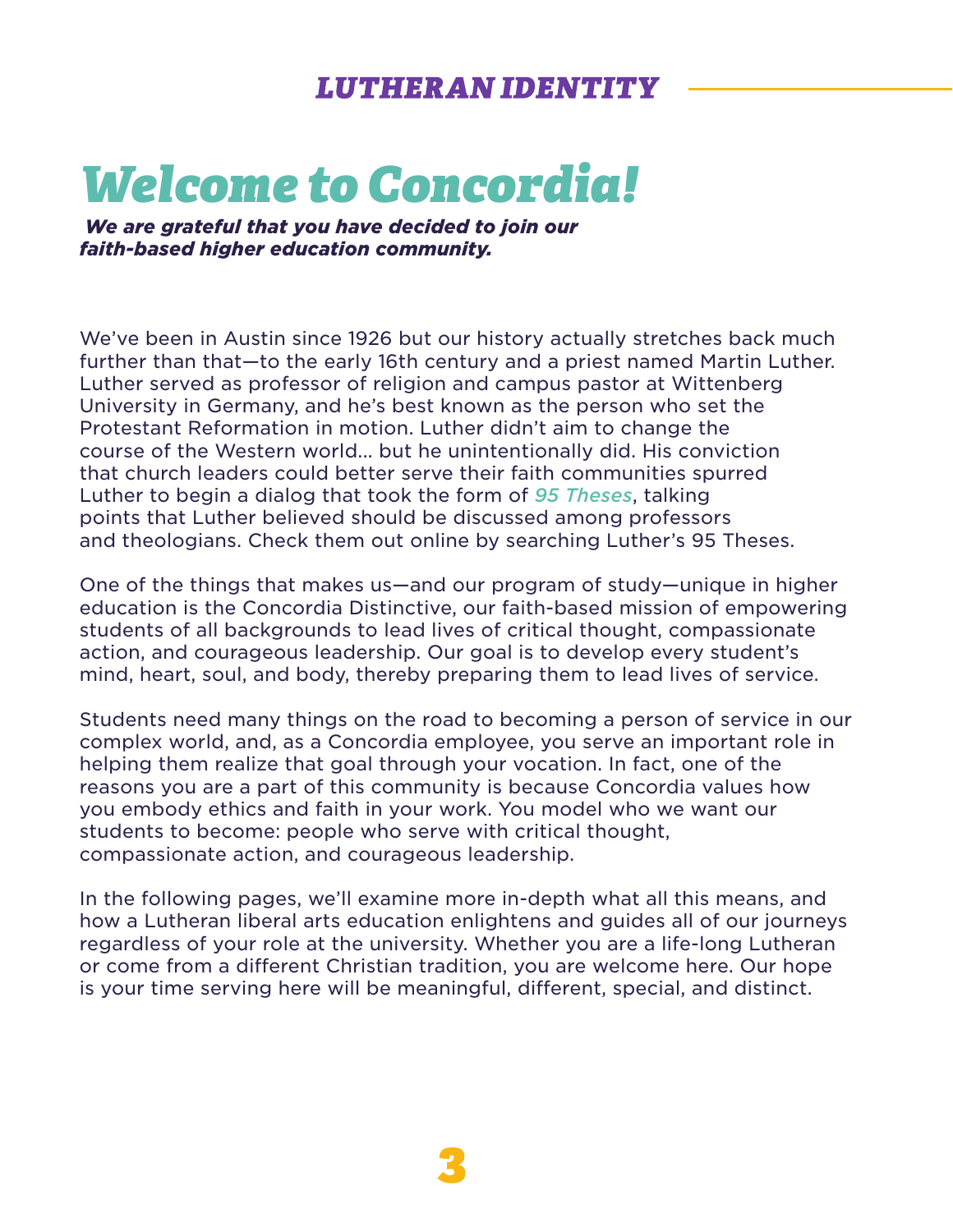# Welcome to Concordia!

***We are grateful that you have decided to join our faith-based higher education community.***

We've been in Austin since 1926 but our history actually stretches back much further than that—to the early 16th century and a priest named Martin Luther. Luther served as professor of religion and campus pastor at Wittenberg University in Germany, and he's best known as the person who set the Protestant Reformation in motion. Luther didn't aim to change the course of the Western world… but he unintentionally did. His conviction that church leaders could better serve their faith communities spurred Luther to begin a dialog that took the form of *95 Theses*, talking points that Luther believed should be discussed among professors and theologians. Check them out online by searching Luther's 95 Theses.

One of the things that makes us—and our program of study—unique in higher education is the Concordia Distinctive, our faith-based mission of empowering students of all backgrounds to lead lives of critical thought, compassionate action, and courageous leadership. Our goal is to develop every student's mind, heart, soul, and body, thereby preparing them to lead lives of service.

Students need many things on the road to becoming a person of service in our complex world, and, as a Concordia employee, you serve an important role in helping them realize that goal through your vocation. In fact, one of the reasons you are a part of this community is because Concordia values how you embody ethics and faith in your work. You model who we want our students to become: people who serve with critical thought, compassionate action, and courageous leadership.

In the following pages, we'll examine more in-depth what all this means, and how a Lutheran liberal arts education enlightens and guides all of our journeys regardless of your role at the university. Whether you are a life-long Lutheran or come from a different Christian tradition, you are welcome here. Our hope is your time serving here will be meaningful, different, special, and distinct.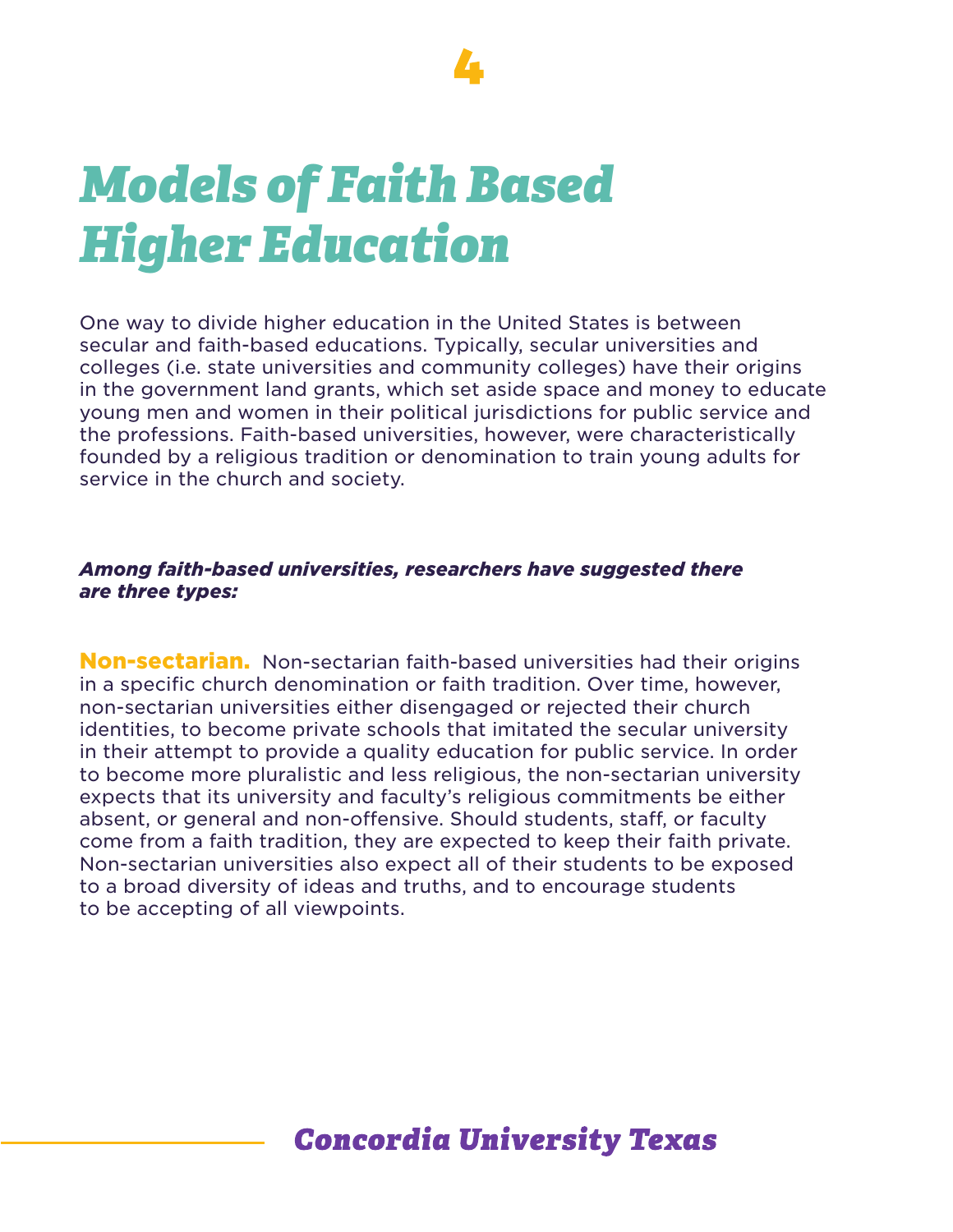# *Models of Faith Based Higher Education*

One way to divide higher education in the United States is between secular and faith-based educations. Typically, secular universities and colleges (i.e. state universities and community colleges) have their origins in the government land grants, which set aside space and money to educate young men and women in their political jurisdictions for public service and the professions. Faith-based universities, however, were characteristically founded by a religious tradition or denomination to train young adults for service in the church and society.

***Among faith-based universities, researchers have suggested there are three types:***

**Non-sectarian.** Non-sectarian faith-based universities had their origins in a specific church denomination or faith tradition. Over time, however, non-sectarian universities either disengaged or rejected their church identities, to become private schools that imitated the secular university in their attempt to provide a quality education for public service. In order to become more pluralistic and less religious, the non-sectarian university expects that its university and faculty's religious commitments be either absent, or general and non-offensive. Should students, staff, or faculty come from a faith tradition, they are expected to keep their faith private. Non-sectarian universities also expect all of their students to be exposed to a broad diversity of ideas and truths, and to encourage students to be accepting of all viewpoints.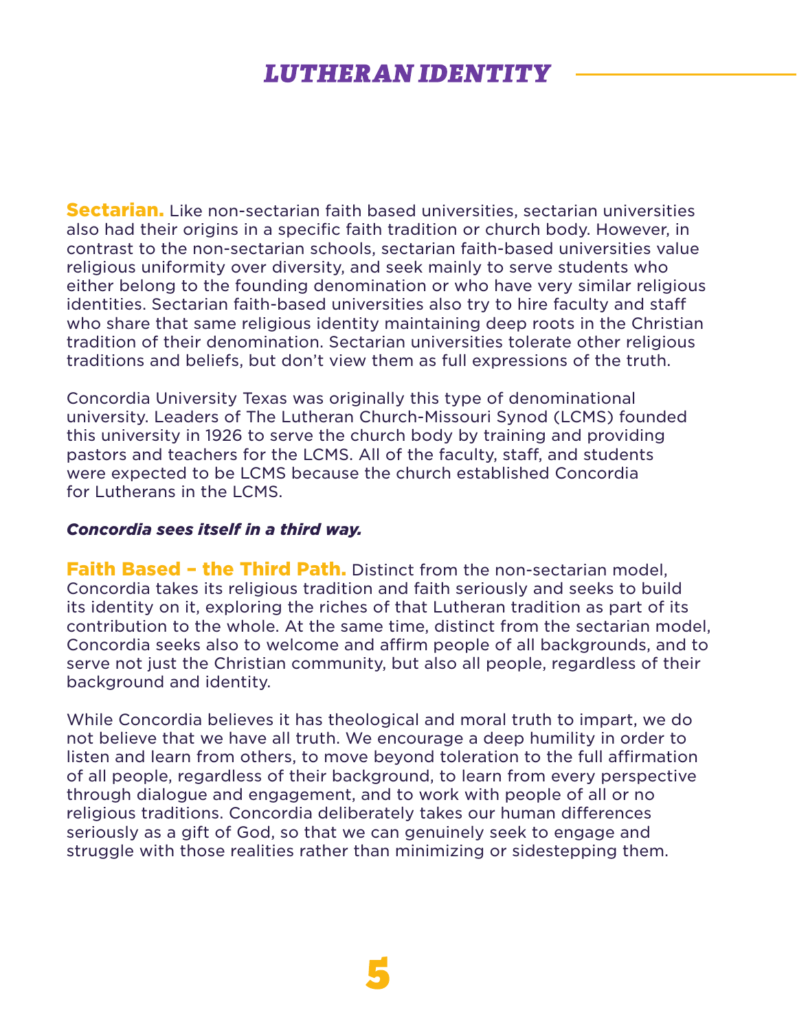**Sectarian.** Like non-sectarian faith based universities, sectarian universities also had their origins in a specific faith tradition or church body. However, in contrast to the non-sectarian schools, sectarian faith-based universities value religious uniformity over diversity, and seek mainly to serve students who either belong to the founding denomination or who have very similar religious identities. Sectarian faith-based universities also try to hire faculty and staff who share that same religious identity maintaining deep roots in the Christian tradition of their denomination. Sectarian universities tolerate other religious traditions and beliefs, but don't view them as full expressions of the truth.

Concordia University Texas was originally this type of denominational university. Leaders of The Lutheran Church-Missouri Synod (LCMS) founded this university in 1926 to serve the church body by training and providing pastors and teachers for the LCMS. All of the faculty, staff, and students were expected to be LCMS because the church established Concordia for Lutherans in the LCMS.

***Concordia sees itself in a third way.***

**Faith Based – the Third Path.** Distinct from the non-sectarian model, Concordia takes its religious tradition and faith seriously and seeks to build its identity on it, exploring the riches of that Lutheran tradition as part of its contribution to the whole. At the same time, distinct from the sectarian model, Concordia seeks also to welcome and affirm people of all backgrounds, and to serve not just the Christian community, but also all people, regardless of their background and identity.

While Concordia believes it has theological and moral truth to impart, we do not believe that we have all truth. We encourage a deep humility in order to listen and learn from others, to move beyond toleration to the full affirmation of all people, regardless of their background, to learn from every perspective through dialogue and engagement, and to work with people of all or no religious traditions. Concordia deliberately takes our human differences seriously as a gift of God, so that we can genuinely seek to engage and struggle with those realities rather than minimizing or sidestepping them.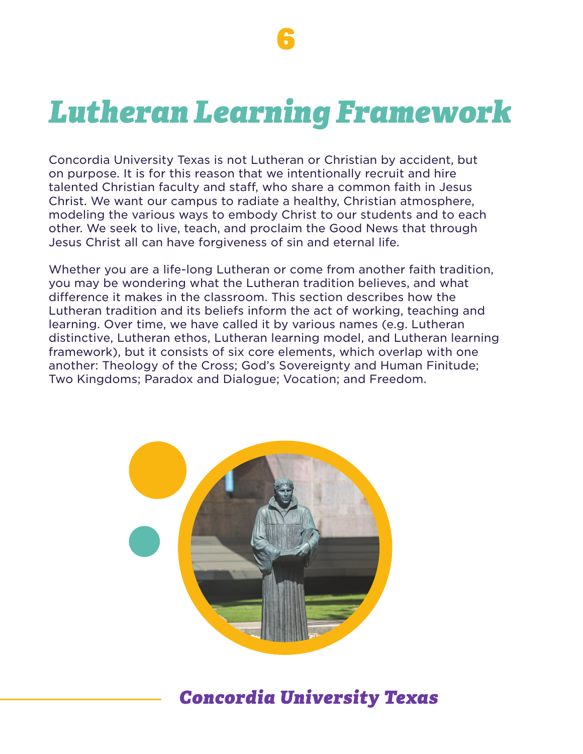# Lutheran Learning Framework

Concordia University Texas is not Lutheran or Christian by accident, but on purpose. It is for this reason that we intentionally recruit and hire talented Christian faculty and staff, who share a common faith in Jesus Christ. We want our campus to radiate a healthy, Christian atmosphere, modeling the various ways to embody Christ to our students and to each other. We seek to live, teach, and proclaim the Good News that through Jesus Christ all can have forgiveness of sin and eternal life.

Whether you are a life-long Lutheran or come from another faith tradition, you may be wondering what the Lutheran tradition believes, and what difference it makes in the classroom. This section describes how the Lutheran tradition and its beliefs inform the act of working, teaching and learning. Over time, we have called it by various names (e.g. Lutheran distinctive, Lutheran ethos, Lutheran learning model, and Lutheran learning framework), but it consists of six core elements, which overlap with one another: Theology of the Cross; God's Sovereignty and Human Finitude; Two Kingdoms; Paradox and Dialogue; Vocation; and Freedom.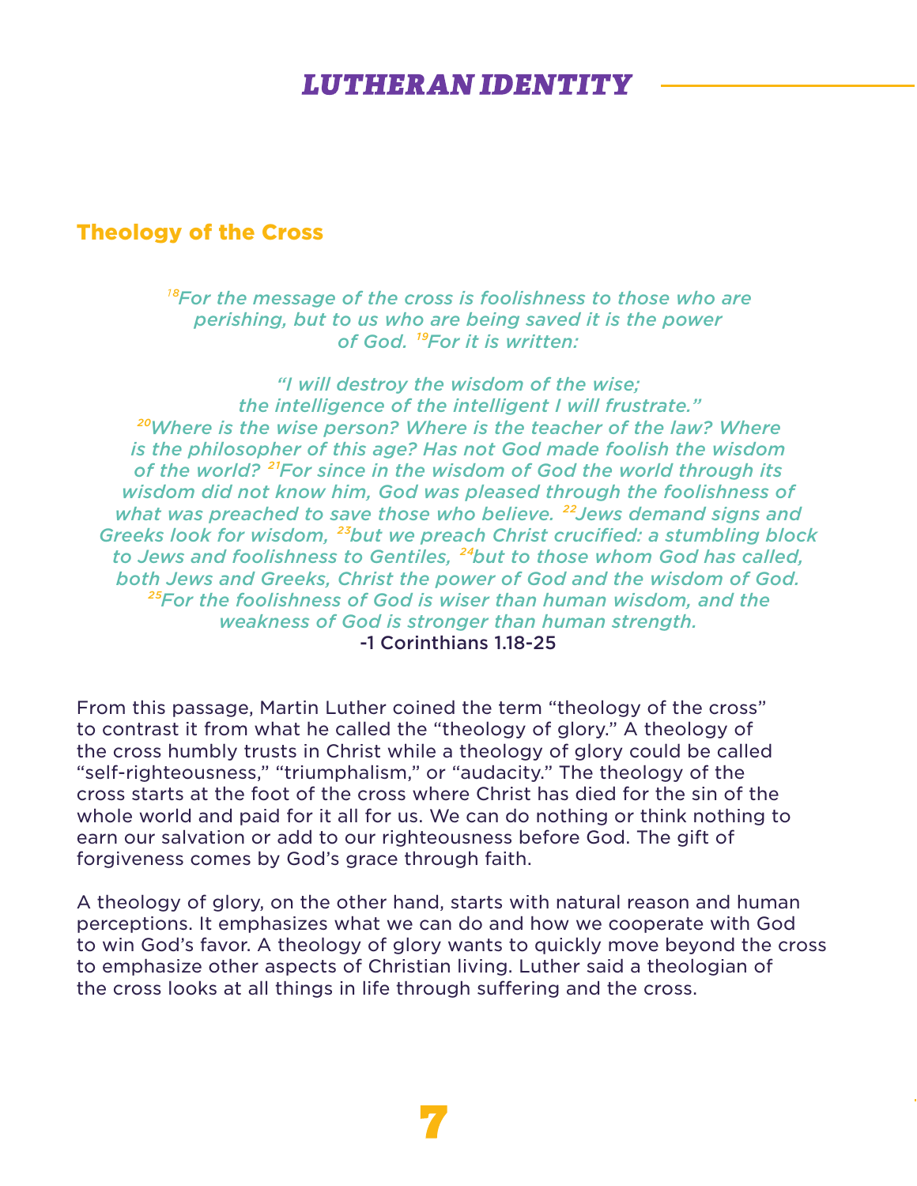## Theology of the Cross

*[18]For the message of the cross is foolishness to those who are perishing, but to us who are being saved it is the power of God. [19]For it is written:*

*"I will destroy the wisdom of the wise;*
*the intelligence of the intelligent I will frustrate."*
*[20]Where is the wise person? Where is the teacher of the law? Where is the philosopher of this age? Has not God made foolish the wisdom of the world? [21]For since in the wisdom of God the world through its wisdom did not know him, God was pleased through the foolishness of what was preached to save those who believe. [22]Jews demand signs and Greeks look for wisdom, [23]but we preach Christ crucified: a stumbling block to Jews and foolishness to Gentiles, [24]but to those whom God has called, both Jews and Greeks, Christ the power of God and the wisdom of God. [25]For the foolishness of God is wiser than human wisdom, and the weakness of God is stronger than human strength.*
-1 Corinthians 1.18-25

From this passage, Martin Luther coined the term "theology of the cross" to contrast it from what he called the "theology of glory." A theology of the cross humbly trusts in Christ while a theology of glory could be called "self-righteousness," "triumphalism," or "audacity." The theology of the cross starts at the foot of the cross where Christ has died for the sin of the whole world and paid for it all for us. We can do nothing or think nothing to earn our salvation or add to our righteousness before God. The gift of forgiveness comes by God's grace through faith.

A theology of glory, on the other hand, starts with natural reason and human perceptions. It emphasizes what we can do and how we cooperate with God to win God's favor. A theology of glory wants to quickly move beyond the cross to emphasize other aspects of Christian living. Luther said a theologian of the cross looks at all things in life through suffering and the cross.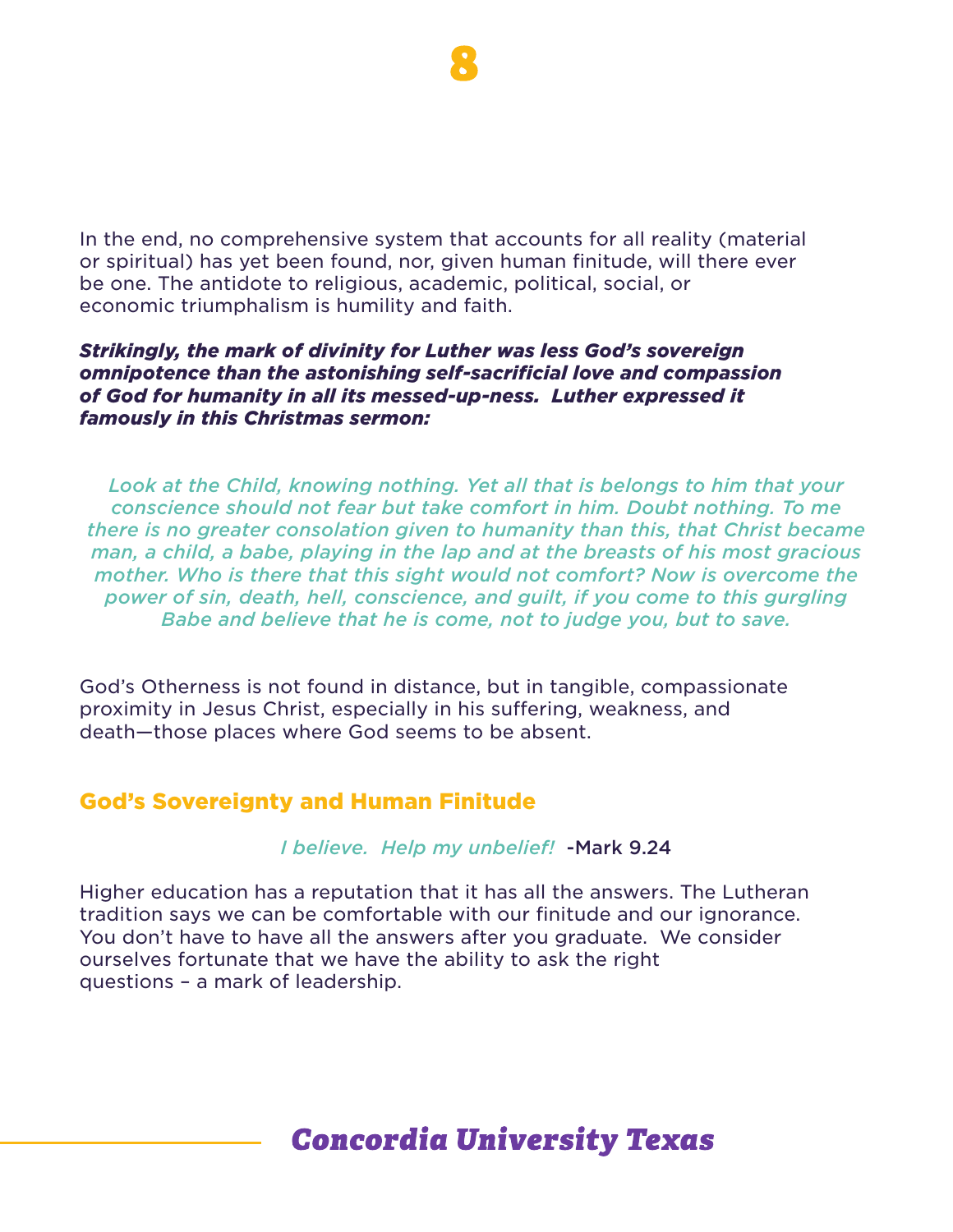In the end, no comprehensive system that accounts for all reality (material or spiritual) has yet been found, nor, given human finitude, will there ever be one. The antidote to religious, academic, political, social, or economic triumphalism is humility and faith.

***Strikingly, the mark of divinity for Luther was less God's sovereign omnipotence than the astonishing self-sacrificial love and compassion of God for humanity in all its messed-up-ness. Luther expressed it famously in this Christmas sermon:***

> *Look at the Child, knowing nothing. Yet all that is belongs to him that your conscience should not fear but take comfort in him. Doubt nothing. To me there is no greater consolation given to humanity than this, that Christ became man, a child, a babe, playing in the lap and at the breasts of his most gracious mother. Who is there that this sight would not comfort? Now is overcome the power of sin, death, hell, conscience, and guilt, if you come to this gurgling Babe and believe that he is come, not to judge you, but to save.*

God's Otherness is not found in distance, but in tangible, compassionate proximity in Jesus Christ, especially in his suffering, weakness, and death—those places where God seems to be absent.

## God's Sovereignty and Human Finitude

*I believe. Help my unbelief!* -Mark 9.24

Higher education has a reputation that it has all the answers. The Lutheran tradition says we can be comfortable with our finitude and our ignorance. You don't have to have all the answers after you graduate. We consider ourselves fortunate that we have the ability to ask the right questions – a mark of leadership.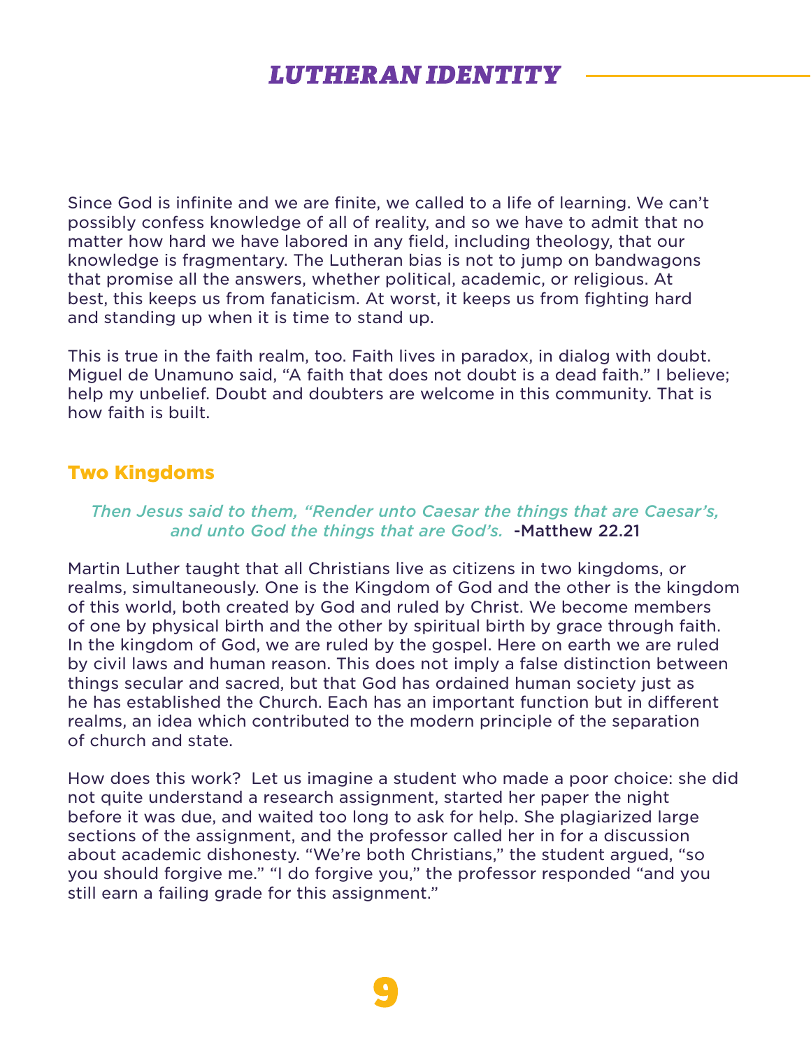Since God is infinite and we are finite, we called to a life of learning. We can't possibly confess knowledge of all of reality, and so we have to admit that no matter how hard we have labored in any field, including theology, that our knowledge is fragmentary. The Lutheran bias is not to jump on bandwagons that promise all the answers, whether political, academic, or religious. At best, this keeps us from fanaticism. At worst, it keeps us from fighting hard and standing up when it is time to stand up.

This is true in the faith realm, too. Faith lives in paradox, in dialog with doubt. Miguel de Unamuno said, "A faith that does not doubt is a dead faith." I believe; help my unbelief. Doubt and doubters are welcome in this community. That is how faith is built.

## Two Kingdoms

*Then Jesus said to them, "Render unto Caesar the things that are Caesar's, and unto God the things that are God's.* -Matthew 22.21

Martin Luther taught that all Christians live as citizens in two kingdoms, or realms, simultaneously. One is the Kingdom of God and the other is the kingdom of this world, both created by God and ruled by Christ. We become members of one by physical birth and the other by spiritual birth by grace through faith. In the kingdom of God, we are ruled by the gospel. Here on earth we are ruled by civil laws and human reason. This does not imply a false distinction between things secular and sacred, but that God has ordained human society just as he has established the Church. Each has an important function but in different realms, an idea which contributed to the modern principle of the separation of church and state.

How does this work? Let us imagine a student who made a poor choice: she did not quite understand a research assignment, started her paper the night before it was due, and waited too long to ask for help. She plagiarized large sections of the assignment, and the professor called her in for a discussion about academic dishonesty. "We're both Christians," the student argued, "so you should forgive me." "I do forgive you," the professor responded "and you still earn a failing grade for this assignment."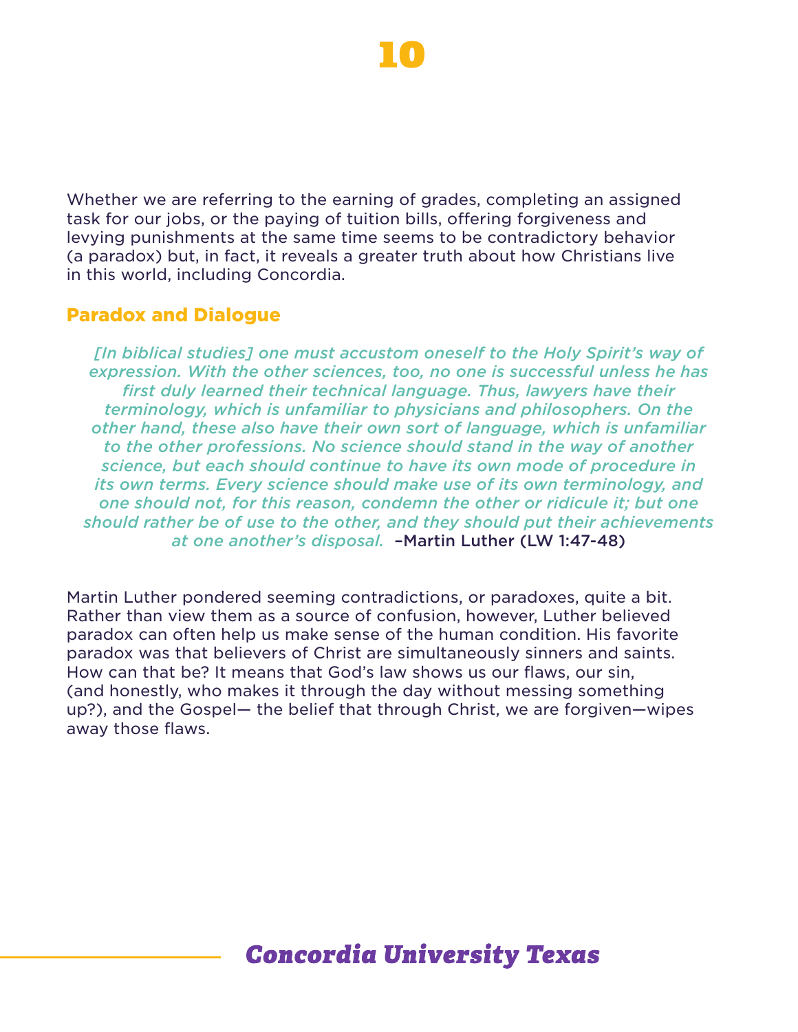Whether we are referring to the earning of grades, completing an assigned task for our jobs, or the paying of tuition bills, offering forgiveness and levying punishments at the same time seems to be contradictory behavior (a paradox) but, in fact, it reveals a greater truth about how Christians live in this world, including Concordia.

## Paradox and Dialogue

> *[In biblical studies] one must accustom oneself to the Holy Spirit's way of expression. With the other sciences, too, no one is successful unless he has first duly learned their technical language. Thus, lawyers have their terminology, which is unfamiliar to physicians and philosophers. On the other hand, these also have their own sort of language, which is unfamiliar to the other professions. No science should stand in the way of another science, but each should continue to have its own mode of procedure in its own terms. Every science should make use of its own terminology, and one should not, for this reason, condemn the other or ridicule it; but one should rather be of use to the other, and they should put their achievements at one another's disposal.* –Martin Luther (LW 1:47-48)

Martin Luther pondered seeming contradictions, or paradoxes, quite a bit. Rather than view them as a source of confusion, however, Luther believed paradox can often help us make sense of the human condition. His favorite paradox was that believers of Christ are simultaneously sinners and saints. How can that be? It means that God's law shows us our flaws, our sin, (and honestly, who makes it through the day without messing something up?), and the Gospel— the belief that through Christ, we are forgiven—wipes away those flaws.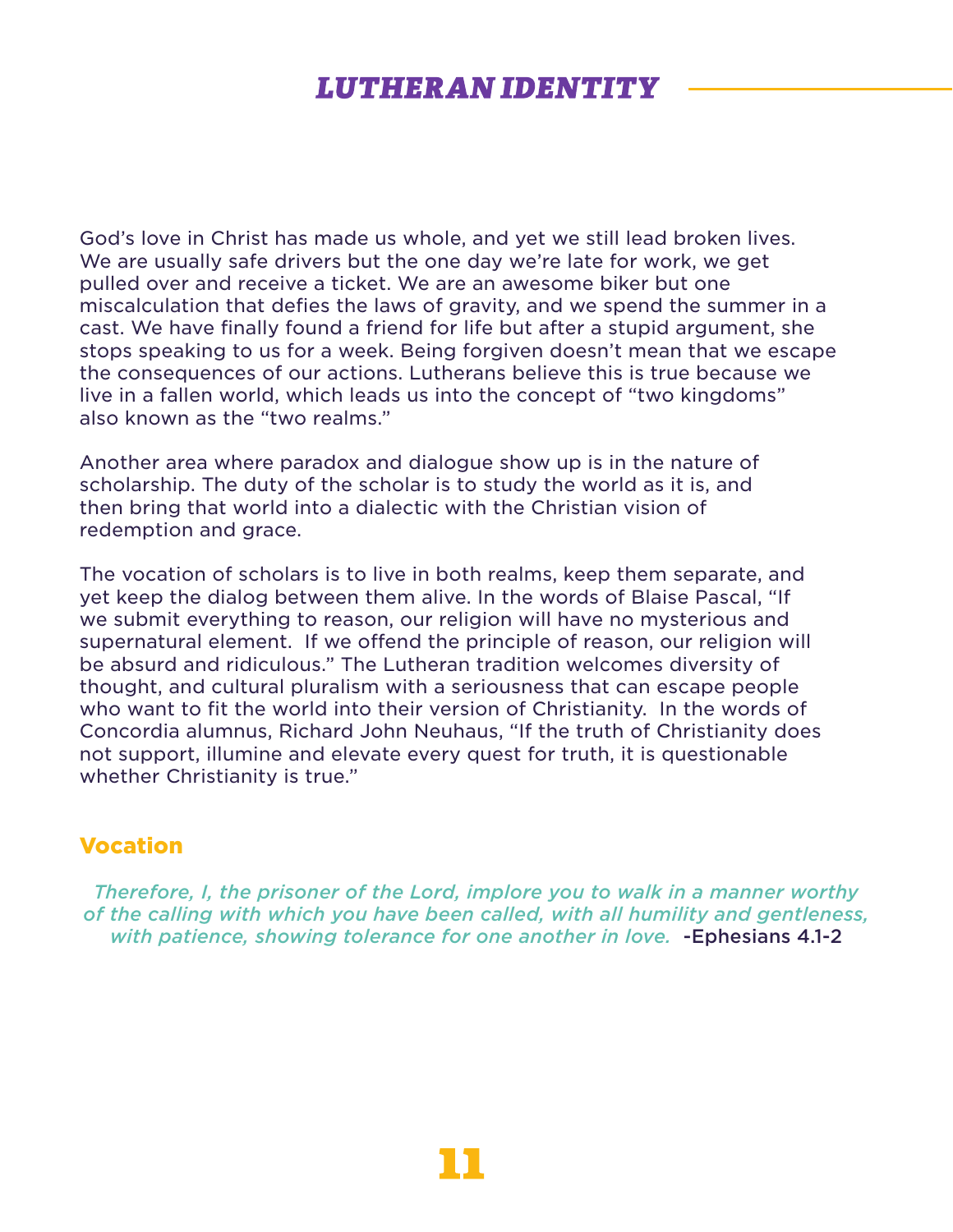God's love in Christ has made us whole, and yet we still lead broken lives. We are usually safe drivers but the one day we're late for work, we get pulled over and receive a ticket. We are an awesome biker but one miscalculation that defies the laws of gravity, and we spend the summer in a cast. We have finally found a friend for life but after a stupid argument, she stops speaking to us for a week. Being forgiven doesn't mean that we escape the consequences of our actions. Lutherans believe this is true because we live in a fallen world, which leads us into the concept of "two kingdoms" also known as the "two realms."

Another area where paradox and dialogue show up is in the nature of scholarship. The duty of the scholar is to study the world as it is, and then bring that world into a dialectic with the Christian vision of redemption and grace.

The vocation of scholars is to live in both realms, keep them separate, and yet keep the dialog between them alive. In the words of Blaise Pascal, "If we submit everything to reason, our religion will have no mysterious and supernatural element. If we offend the principle of reason, our religion will be absurd and ridiculous." The Lutheran tradition welcomes diversity of thought, and cultural pluralism with a seriousness that can escape people who want to fit the world into their version of Christianity. In the words of Concordia alumnus, Richard John Neuhaus, "If the truth of Christianity does not support, illumine and elevate every quest for truth, it is questionable whether Christianity is true."

## Vocation

*Therefore, I, the prisoner of the Lord, implore you to walk in a manner worthy of the calling with which you have been called, with all humility and gentleness, with patience, showing tolerance for one another in love.* -Ephesians 4.1-2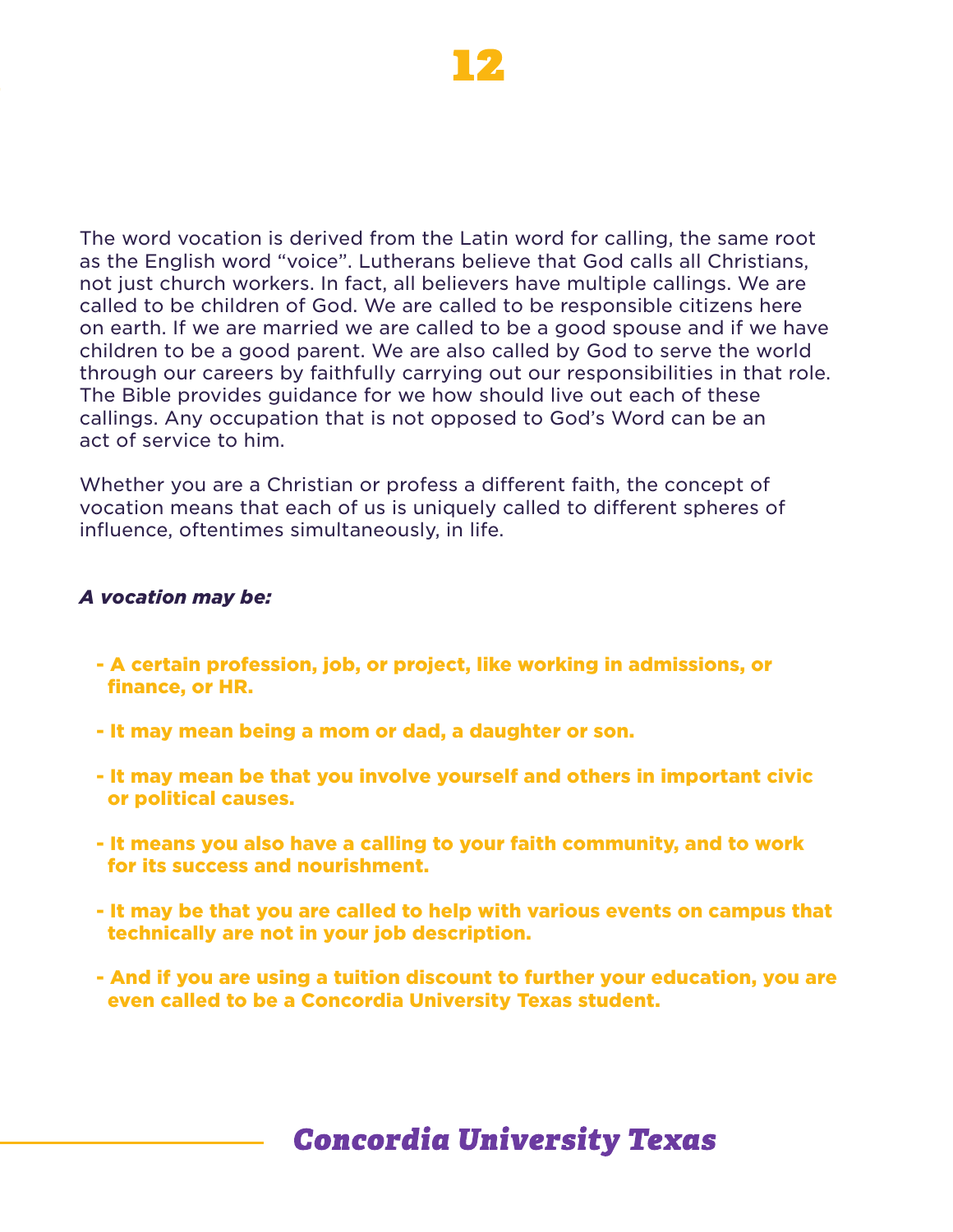The word vocation is derived from the Latin word for calling, the same root as the English word “voice”. Lutherans believe that God calls all Christians, not just church workers. In fact, all believers have multiple callings. We are called to be children of God. We are called to be responsible citizens here on earth. If we are married we are called to be a good spouse and if we have children to be a good parent. We are also called by God to serve the world through our careers by faithfully carrying out our responsibilities in that role. The Bible provides guidance for we how should live out each of these callings. Any occupation that is not opposed to God’s Word can be an act of service to him.

Whether you are a Christian or profess a different faith, the concept of vocation means that each of us is uniquely called to different spheres of influence, oftentimes simultaneously, in life.

***A vocation may be:***

- **A certain profession, job, or project, like working in admissions, or finance, or HR.**
- **It may mean being a mom or dad, a daughter or son.**
- **It may mean be that you involve yourself and others in important civic or political causes.**
- **It means you also have a calling to your faith community, and to work for its success and nourishment.**
- **It may be that you are called to help with various events on campus that technically are not in your job description.**
- **And if you are using a tuition discount to further your education, you are even called to be a Concordia University Texas student.**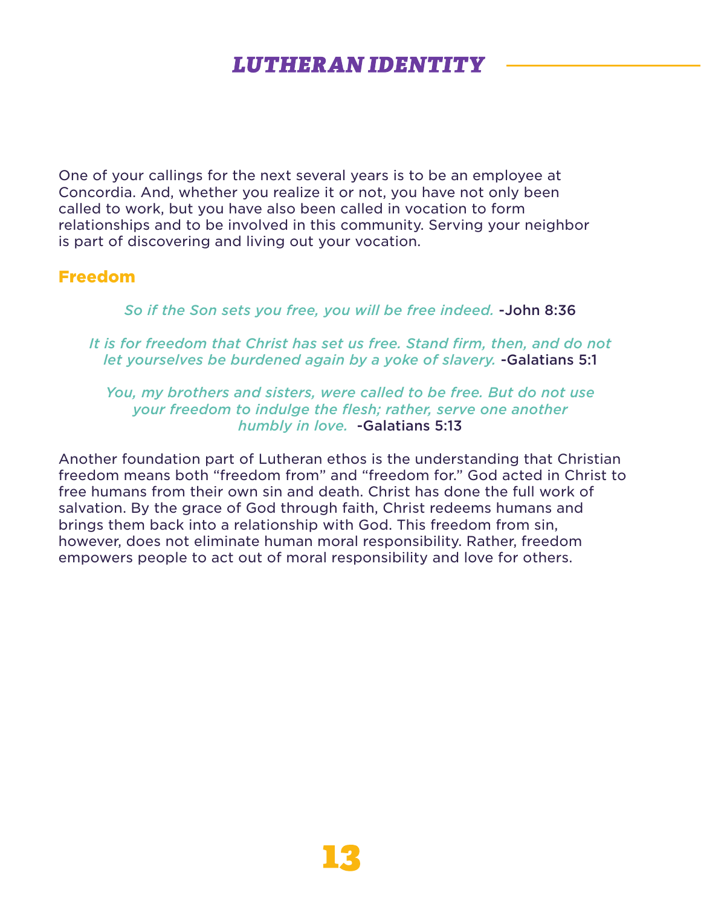# LUTHERAN IDENTITY

One of your callings for the next several years is to be an employee at Concordia. And, whether you realize it or not, you have not only been called to work, but you have also been called in vocation to form relationships and to be involved in this community. Serving your neighbor is part of discovering and living out your vocation.

## Freedom

*So if the Son sets you free, you will be free indeed.* -John 8:36

*It is for freedom that Christ has set us free. Stand firm, then, and do not let yourselves be burdened again by a yoke of slavery.* -Galatians 5:1

*You, my brothers and sisters, were called to be free. But do not use your freedom to indulge the flesh; rather, serve one another humbly in love.* -Galatians 5:13

Another foundation part of Lutheran ethos is the understanding that Christian freedom means both "freedom from" and "freedom for." God acted in Christ to free humans from their own sin and death. Christ has done the full work of salvation. By the grace of God through faith, Christ redeems humans and brings them back into a relationship with God. This freedom from sin, however, does not eliminate human moral responsibility. Rather, freedom empowers people to act out of moral responsibility and love for others.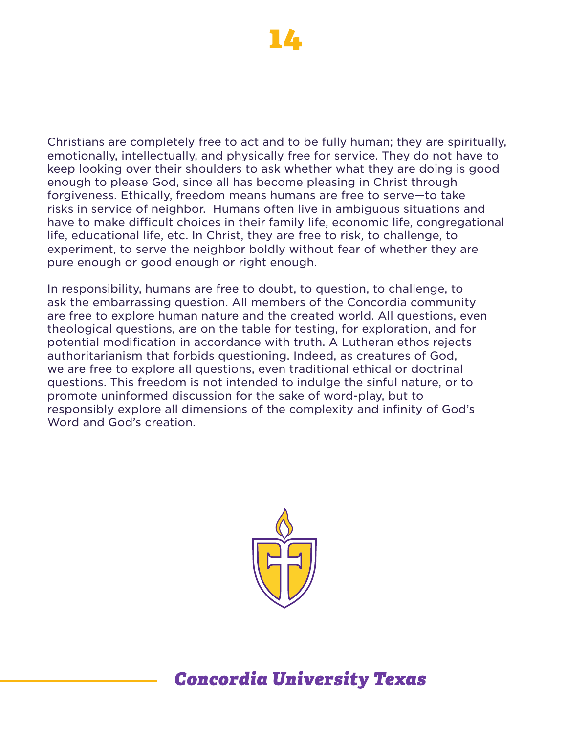Christians are completely free to act and to be fully human; they are spiritually, emotionally, intellectually, and physically free for service. They do not have to keep looking over their shoulders to ask whether what they are doing is good enough to please God, since all has become pleasing in Christ through forgiveness. Ethically, freedom means humans are free to serve—to take risks in service of neighbor. Humans often live in ambiguous situations and have to make difficult choices in their family life, economic life, congregational life, educational life, etc. In Christ, they are free to risk, to challenge, to experiment, to serve the neighbor boldly without fear of whether they are pure enough or good enough or right enough.

In responsibility, humans are free to doubt, to question, to challenge, to ask the embarrassing question. All members of the Concordia community are free to explore human nature and the created world. All questions, even theological questions, are on the table for testing, for exploration, and for potential modification in accordance with truth. A Lutheran ethos rejects authoritarianism that forbids questioning. Indeed, as creatures of God, we are free to explore all questions, even traditional ethical or doctrinal questions. This freedom is not intended to indulge the sinful nature, or to promote uninformed discussion for the sake of word-play, but to responsibly explore all dimensions of the complexity and infinity of God's Word and God's creation.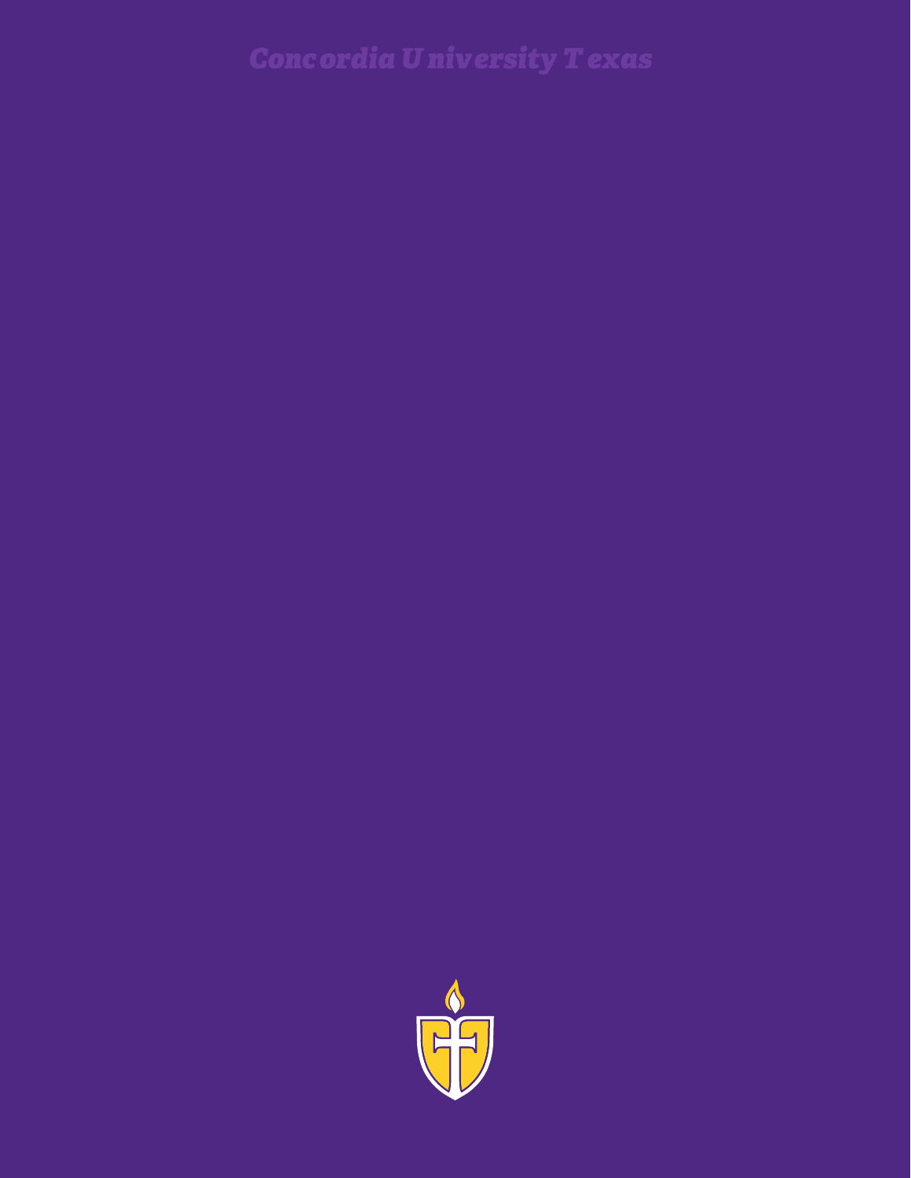*Concordia University Texas*